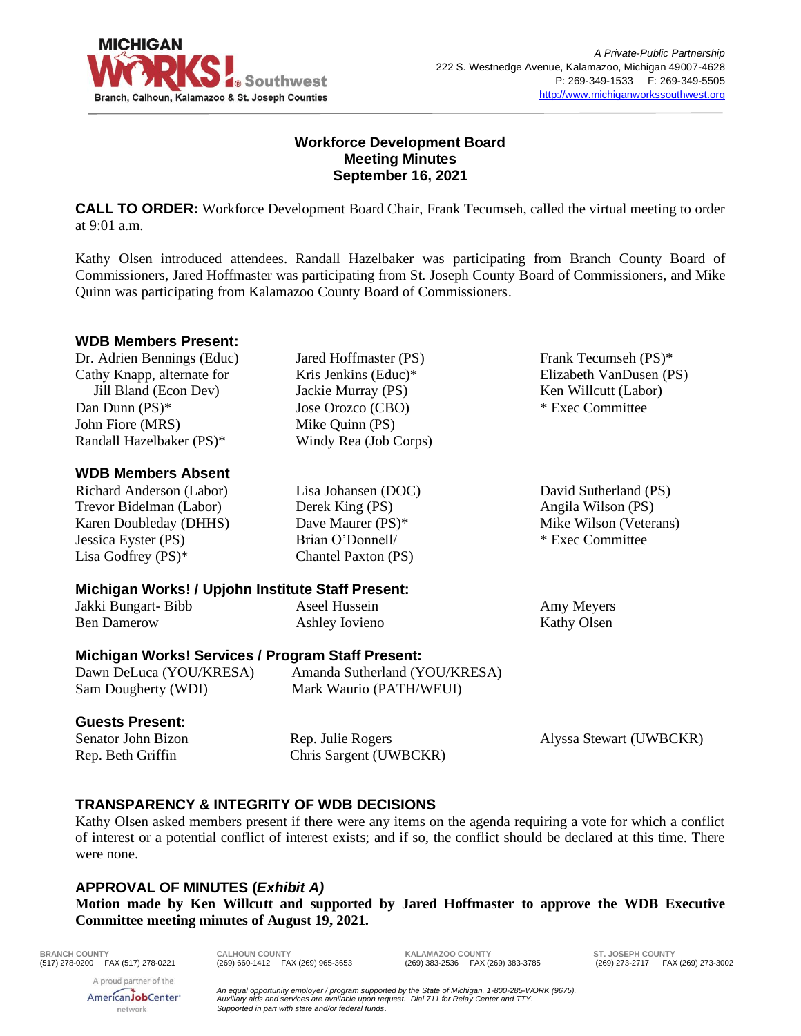A Private-Public Partnership
222 S. Westnedge Avenue, Kalamazoo, Michigan 49007-4628
P: 269-349-1533 F: 269-349-5505
http://www.michiganworkssouthwest.org

# Workforce Development Board Meeting Minutes September 16, 2021

**CALL TO ORDER:** Workforce Development Board Chair, Frank Tecumseh, called the virtual meeting to order at 9:01 a.m.

Kathy Olsen introduced attendees. Randall Hazelbaker was participating from Branch County Board of Commissioners, Jared Hoffmaster was participating from St. Joseph County Board of Commissioners, and Mike Quinn was participating from Kalamazoo County Board of Commissioners.

### WDB Members Present:

Dr. Adrien Bennings (Educ)
Cathy Knapp, alternate for Jill Bland (Econ Dev)
Dan Dunn (PS)*
John Fiore (MRS)
Randall Hazelbaker (PS)*
Jared Hoffmaster (PS)
Kris Jenkins (Educ)*
Jackie Murray (PS)
Jose Orozco (CBO)
Mike Quinn (PS)
Windy Rea (Job Corps)
Frank Tecumseh (PS)*
Elizabeth VanDusen (PS)
Ken Willcutt (Labor)
* Exec Committee

### WDB Members Absent

Richard Anderson (Labor)
Trevor Bidelman (Labor)
Karen Doubleday (DHHS)
Jessica Eyster (PS)
Lisa Godfrey (PS)*
Lisa Johansen (DOC)
Derek King (PS)
Dave Maurer (PS)*
Brian O'Donnell/ Chantel Paxton (PS)
David Sutherland (PS)
Angila Wilson (PS)
Mike Wilson (Veterans)
* Exec Committee

### Michigan Works! / Upjohn Institute Staff Present:

Jakki Bungart- Bibb
Ben Damerow
Aseel Hussein
Ashley Iovieno
Amy Meyers
Kathy Olsen

### Michigan Works! Services / Program Staff Present:

Dawn DeLuca (YOU/KRESA)
Sam Dougherty (WDI)
Amanda Sutherland (YOU/KRESA)
Mark Waurio (PATH/WEUI)

### Guests Present:

Senator John Bizon
Rep. Beth Griffin
Rep. Julie Rogers
Chris Sargent (UWBCKR)
Alyssa Stewart (UWBCKR)

### TRANSPARENCY & INTEGRITY OF WDB DECISIONS

Kathy Olsen asked members present if there were any items on the agenda requiring a vote for which a conflict of interest or a potential conflict of interest exists; and if so, the conflict should be declared at this time. There were none.

### APPROVAL OF MINUTES (*Exhibit A)*

**Motion made by Ken Willcutt and supported by Jared Hoffmaster to approve the WDB Executive Committee meeting minutes of August 19, 2021.**

BRANCH COUNTY (517) 278-0200 FAX (517) 278-0221
CALHOUN COUNTY (269) 660-1412 FAX (269) 965-3653
KALAMAZOO COUNTY (269) 383-2536 FAX (269) 383-3785
ST. JOSEPH COUNTY (269) 273-2717 FAX (269) 273-3002

*An equal opportunity employer / program supported by the State of Michigan. 1-800-285-WORK (9675). Auxiliary aids and services are available upon request. Dial 711 for Relay Center and TTY. Supported in part with state and/or federal funds.*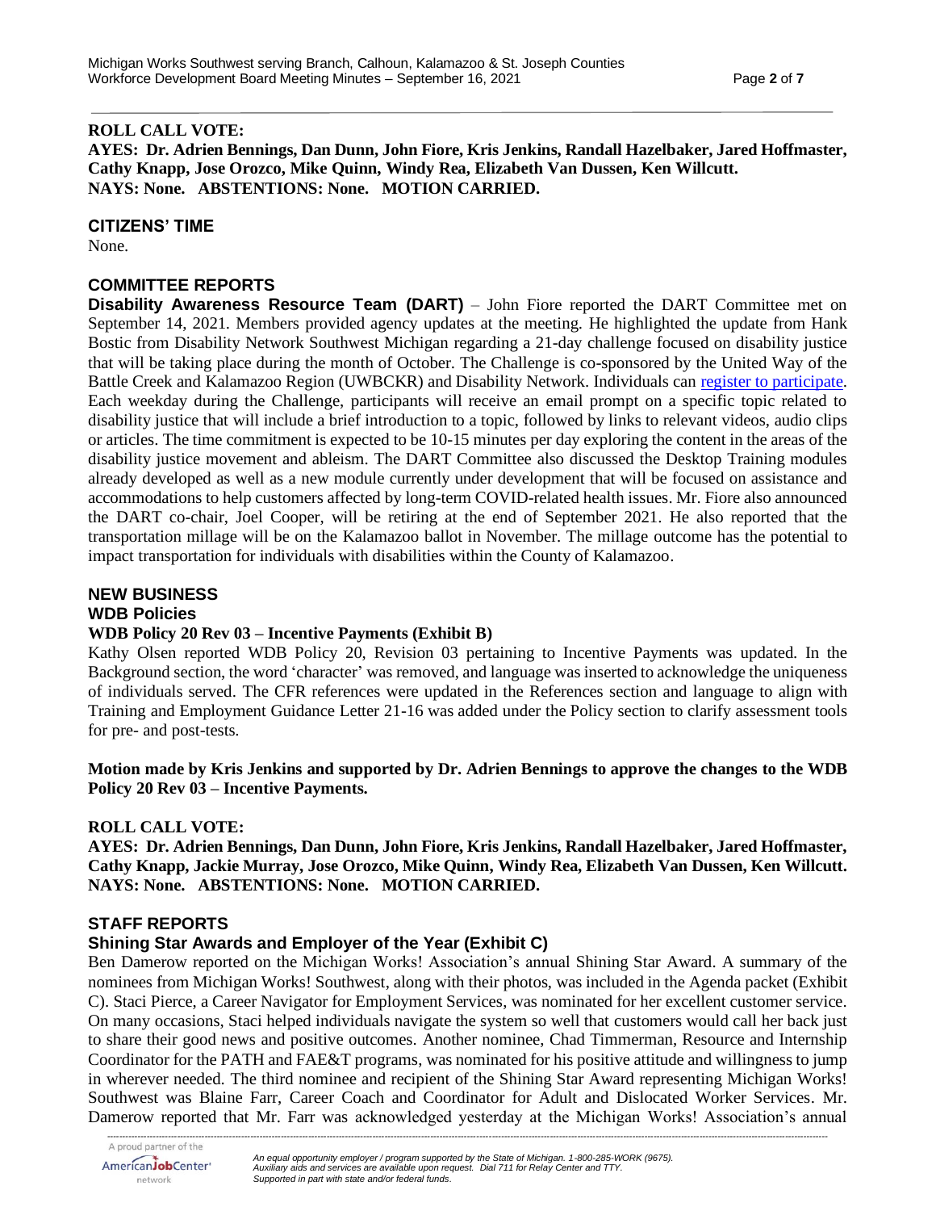**ROLL CALL VOTE:**
**AYES: Dr. Adrien Bennings, Dan Dunn, John Fiore, Kris Jenkins, Randall Hazelbaker, Jared Hoffmaster, Cathy Knapp, Jose Orozco, Mike Quinn, Windy Rea, Elizabeth Van Dussen, Ken Willcutt.**
**NAYS: None. ABSTENTIONS: None. MOTION CARRIED.**

## CITIZENS' TIME

None.

## COMMITTEE REPORTS

**Disability Awareness Resource Team (DART)** – John Fiore reported the DART Committee met on September 14, 2021. Members provided agency updates at the meeting. He highlighted the update from Hank Bostic from Disability Network Southwest Michigan regarding a 21-day challenge focused on disability justice that will be taking place during the month of October. The Challenge is co-sponsored by the United Way of the Battle Creek and Kalamazoo Region (UWBCKR) and Disability Network. Individuals can register to participate. Each weekday during the Challenge, participants will receive an email prompt on a specific topic related to disability justice that will include a brief introduction to a topic, followed by links to relevant videos, audio clips or articles. The time commitment is expected to be 10-15 minutes per day exploring the content in the areas of the disability justice movement and ableism. The DART Committee also discussed the Desktop Training modules already developed as well as a new module currently under development that will be focused on assistance and accommodations to help customers affected by long-term COVID-related health issues. Mr. Fiore also announced the DART co-chair, Joel Cooper, will be retiring at the end of September 2021. He also reported that the transportation millage will be on the Kalamazoo ballot in November. The millage outcome has the potential to impact transportation for individuals with disabilities within the County of Kalamazoo.

## NEW BUSINESS

### WDB Policies

#### WDB Policy 20 Rev 03 – Incentive Payments (Exhibit B)

Kathy Olsen reported WDB Policy 20, Revision 03 pertaining to Incentive Payments was updated. In the Background section, the word 'character' was removed, and language was inserted to acknowledge the uniqueness of individuals served. The CFR references were updated in the References section and language to align with Training and Employment Guidance Letter 21-16 was added under the Policy section to clarify assessment tools for pre- and post-tests.

**Motion made by Kris Jenkins and supported by Dr. Adrien Bennings to approve the changes to the WDB Policy 20 Rev 03 – Incentive Payments.**

**ROLL CALL VOTE:**
**AYES: Dr. Adrien Bennings, Dan Dunn, John Fiore, Kris Jenkins, Randall Hazelbaker, Jared Hoffmaster, Cathy Knapp, Jackie Murray, Jose Orozco, Mike Quinn, Windy Rea, Elizabeth Van Dussen, Ken Willcutt.**
**NAYS: None. ABSTENTIONS: None. MOTION CARRIED.**

## STAFF REPORTS

### Shining Star Awards and Employer of the Year (Exhibit C)

Ben Damerow reported on the Michigan Works! Association's annual Shining Star Award. A summary of the nominees from Michigan Works! Southwest, along with their photos, was included in the Agenda packet (Exhibit C). Staci Pierce, a Career Navigator for Employment Services, was nominated for her excellent customer service. On many occasions, Staci helped individuals navigate the system so well that customers would call her back just to share their good news and positive outcomes. Another nominee, Chad Timmerman, Resource and Internship Coordinator for the PATH and FAE&T programs, was nominated for his positive attitude and willingness to jump in wherever needed. The third nominee and recipient of the Shining Star Award representing Michigan Works! Southwest was Blaine Farr, Career Coach and Coordinator for Adult and Dislocated Worker Services. Mr. Damerow reported that Mr. Farr was acknowledged yesterday at the Michigan Works! Association's annual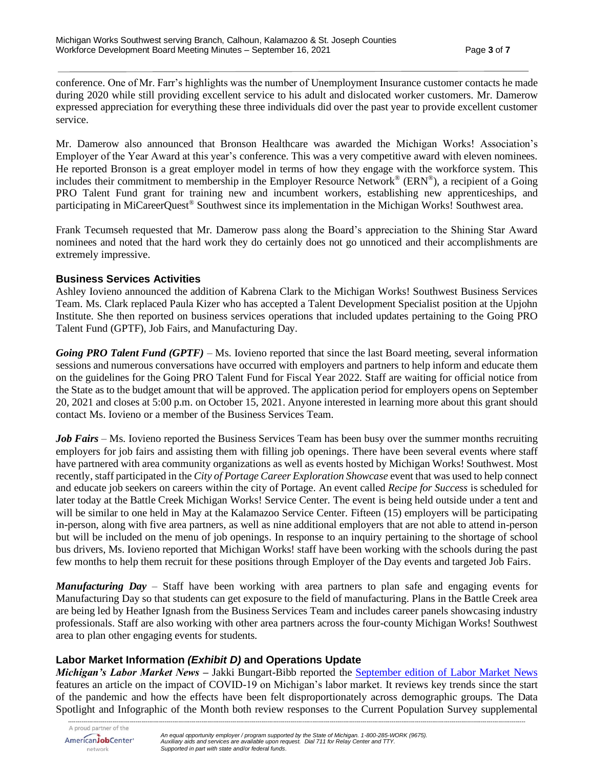conference. One of Mr. Farr's highlights was the number of Unemployment Insurance customer contacts he made during 2020 while still providing excellent service to his adult and dislocated worker customers. Mr. Damerow expressed appreciation for everything these three individuals did over the past year to provide excellent customer service.

Mr. Damerow also announced that Bronson Healthcare was awarded the Michigan Works! Association's Employer of the Year Award at this year's conference. This was a very competitive award with eleven nominees. He reported Bronson is a great employer model in terms of how they engage with the workforce system. This includes their commitment to membership in the Employer Resource Network® (ERN®), a recipient of a Going PRO Talent Fund grant for training new and incumbent workers, establishing new apprenticeships, and participating in MiCareerQuest® Southwest since its implementation in the Michigan Works! Southwest area.

Frank Tecumseh requested that Mr. Damerow pass along the Board's appreciation to the Shining Star Award nominees and noted that the hard work they do certainly does not go unnoticed and their accomplishments are extremely impressive.

### Business Services Activities

Ashley Iovieno announced the addition of Kabrena Clark to the Michigan Works! Southwest Business Services Team. Ms. Clark replaced Paula Kizer who has accepted a Talent Development Specialist position at the Upjohn Institute. She then reported on business services operations that included updates pertaining to the Going PRO Talent Fund (GPTF), Job Fairs, and Manufacturing Day.

***Going PRO Talent Fund (GPTF)*** – Ms. Iovieno reported that since the last Board meeting, several information sessions and numerous conversations have occurred with employers and partners to help inform and educate them on the guidelines for the Going PRO Talent Fund for Fiscal Year 2022. Staff are waiting for official notice from the State as to the budget amount that will be approved. The application period for employers opens on September 20, 2021 and closes at 5:00 p.m. on October 15, 2021. Anyone interested in learning more about this grant should contact Ms. Iovieno or a member of the Business Services Team.

***Job Fairs*** – Ms. Iovieno reported the Business Services Team has been busy over the summer months recruiting employers for job fairs and assisting them with filling job openings. There have been several events where staff have partnered with area community organizations as well as events hosted by Michigan Works! Southwest. Most recently, staff participated in the *City of Portage Career Exploration Showcase* event that was used to help connect and educate job seekers on careers within the city of Portage. An event called *Recipe for Success* is scheduled for later today at the Battle Creek Michigan Works! Service Center. The event is being held outside under a tent and will be similar to one held in May at the Kalamazoo Service Center. Fifteen (15) employers will be participating in-person, along with five area partners, as well as nine additional employers that are not able to attend in-person but will be included on the menu of job openings. In response to an inquiry pertaining to the shortage of school bus drivers, Ms. Iovieno reported that Michigan Works! staff have been working with the schools during the past few months to help them recruit for these positions through Employer of the Day events and targeted Job Fairs.

***Manufacturing Day*** – Staff have been working with area partners to plan safe and engaging events for Manufacturing Day so that students can get exposure to the field of manufacturing. Plans in the Battle Creek area are being led by Heather Ignash from the Business Services Team and includes career panels showcasing industry professionals. Staff are also working with other area partners across the four-county Michigan Works! Southwest area to plan other engaging events for students.

### Labor Market Information *(Exhibit D)* and Operations Update

***Michigan's Labor Market News*** – Jakki Bungart-Bibb reported the September edition of Labor Market News features an article on the impact of COVID-19 on Michigan's labor market. It reviews key trends since the start of the pandemic and how the effects have been felt disproportionately across demographic groups. The Data Spotlight and Infographic of the Month both review responses to the Current Population Survey supplemental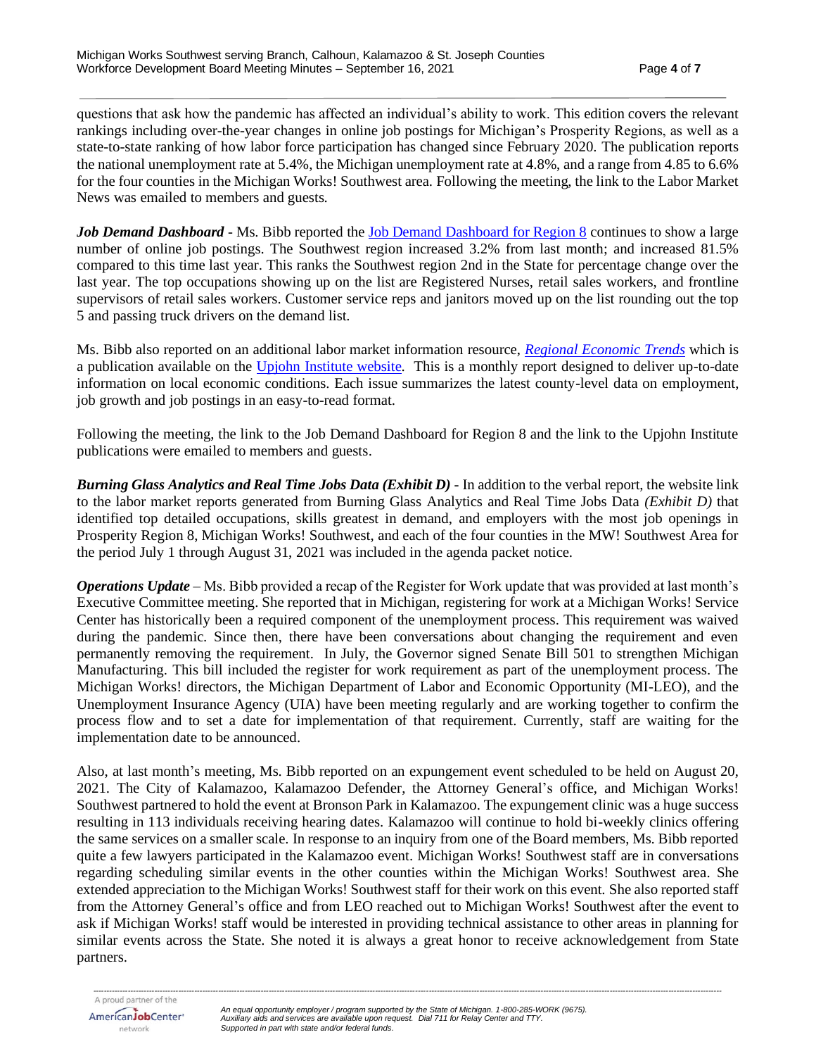questions that ask how the pandemic has affected an individual's ability to work. This edition covers the relevant rankings including over-the-year changes in online job postings for Michigan's Prosperity Regions, as well as a state-to-state ranking of how labor force participation has changed since February 2020. The publication reports the national unemployment rate at 5.4%, the Michigan unemployment rate at 4.8%, and a range from 4.85 to 6.6% for the four counties in the Michigan Works! Southwest area. Following the meeting, the link to the Labor Market News was emailed to members and guests.

***Job Demand Dashboard*** - Ms. Bibb reported the Job Demand Dashboard for Region 8 continues to show a large number of online job postings. The Southwest region increased 3.2% from last month; and increased 81.5% compared to this time last year. This ranks the Southwest region 2nd in the State for percentage change over the last year. The top occupations showing up on the list are Registered Nurses, retail sales workers, and frontline supervisors of retail sales workers. Customer service reps and janitors moved up on the list rounding out the top 5 and passing truck drivers on the demand list.

Ms. Bibb also reported on an additional labor market information resource, *Regional Economic Trends* which is a publication available on the Upjohn Institute website. This is a monthly report designed to deliver up-to-date information on local economic conditions. Each issue summarizes the latest county-level data on employment, job growth and job postings in an easy-to-read format.

Following the meeting, the link to the Job Demand Dashboard for Region 8 and the link to the Upjohn Institute publications were emailed to members and guests.

***Burning Glass Analytics and Real Time Jobs Data (Exhibit D)*** - In addition to the verbal report, the website link to the labor market reports generated from Burning Glass Analytics and Real Time Jobs Data *(Exhibit D)* that identified top detailed occupations, skills greatest in demand, and employers with the most job openings in Prosperity Region 8, Michigan Works! Southwest, and each of the four counties in the MW! Southwest Area for the period July 1 through August 31, 2021 was included in the agenda packet notice.

***Operations Update*** – Ms. Bibb provided a recap of the Register for Work update that was provided at last month's Executive Committee meeting. She reported that in Michigan, registering for work at a Michigan Works! Service Center has historically been a required component of the unemployment process. This requirement was waived during the pandemic. Since then, there have been conversations about changing the requirement and even permanently removing the requirement. In July, the Governor signed Senate Bill 501 to strengthen Michigan Manufacturing. This bill included the register for work requirement as part of the unemployment process. The Michigan Works! directors, the Michigan Department of Labor and Economic Opportunity (MI-LEO), and the Unemployment Insurance Agency (UIA) have been meeting regularly and are working together to confirm the process flow and to set a date for implementation of that requirement. Currently, staff are waiting for the implementation date to be announced.

Also, at last month's meeting, Ms. Bibb reported on an expungement event scheduled to be held on August 20, 2021. The City of Kalamazoo, Kalamazoo Defender, the Attorney General's office, and Michigan Works! Southwest partnered to hold the event at Bronson Park in Kalamazoo. The expungement clinic was a huge success resulting in 113 individuals receiving hearing dates. Kalamazoo will continue to hold bi-weekly clinics offering the same services on a smaller scale. In response to an inquiry from one of the Board members, Ms. Bibb reported quite a few lawyers participated in the Kalamazoo event. Michigan Works! Southwest staff are in conversations regarding scheduling similar events in the other counties within the Michigan Works! Southwest area. She extended appreciation to the Michigan Works! Southwest staff for their work on this event. She also reported staff from the Attorney General's office and from LEO reached out to Michigan Works! Southwest after the event to ask if Michigan Works! staff would be interested in providing technical assistance to other areas in planning for similar events across the State. She noted it is always a great honor to receive acknowledgement from State partners.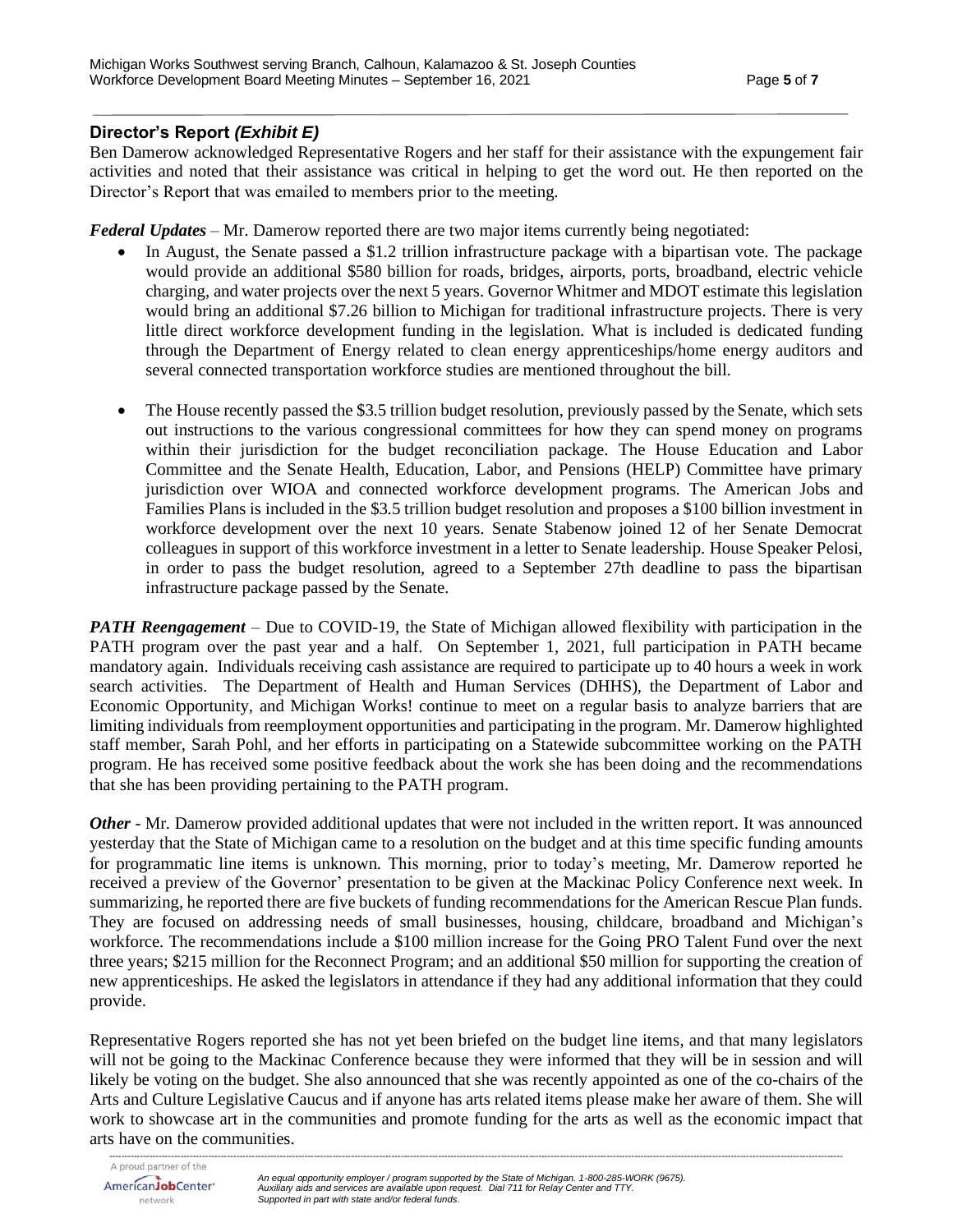## Director's Report *(Exhibit E)*

Ben Damerow acknowledged Representative Rogers and her staff for their assistance with the expungement fair activities and noted that their assistance was critical in helping to get the word out. He then reported on the Director's Report that was emailed to members prior to the meeting.

***Federal Updates*** – Mr. Damerow reported there are two major items currently being negotiated:

- In August, the Senate passed a $1.2 trillion infrastructure package with a bipartisan vote. The package would provide an additional $580 billion for roads, bridges, airports, ports, broadband, electric vehicle charging, and water projects over the next 5 years. Governor Whitmer and MDOT estimate this legislation would bring an additional $7.26 billion to Michigan for traditional infrastructure projects. There is very little direct workforce development funding in the legislation. What is included is dedicated funding through the Department of Energy related to clean energy apprenticeships/home energy auditors and several connected transportation workforce studies are mentioned throughout the bill.

- The House recently passed the $3.5 trillion budget resolution, previously passed by the Senate, which sets out instructions to the various congressional committees for how they can spend money on programs within their jurisdiction for the budget reconciliation package. The House Education and Labor Committee and the Senate Health, Education, Labor, and Pensions (HELP) Committee have primary jurisdiction over WIOA and connected workforce development programs. The American Jobs and Families Plans is included in the $3.5 trillion budget resolution and proposes a $100 billion investment in workforce development over the next 10 years. Senate Stabenow joined 12 of her Senate Democrat colleagues in support of this workforce investment in a letter to Senate leadership. House Speaker Pelosi, in order to pass the budget resolution, agreed to a September 27th deadline to pass the bipartisan infrastructure package passed by the Senate.

***PATH Reengagement*** – Due to COVID-19, the State of Michigan allowed flexibility with participation in the PATH program over the past year and a half. On September 1, 2021, full participation in PATH became mandatory again. Individuals receiving cash assistance are required to participate up to 40 hours a week in work search activities. The Department of Health and Human Services (DHHS), the Department of Labor and Economic Opportunity, and Michigan Works! continue to meet on a regular basis to analyze barriers that are limiting individuals from reemployment opportunities and participating in the program. Mr. Damerow highlighted staff member, Sarah Pohl, and her efforts in participating on a Statewide subcommittee working on the PATH program. He has received some positive feedback about the work she has been doing and the recommendations that she has been providing pertaining to the PATH program.

***Other*** - Mr. Damerow provided additional updates that were not included in the written report. It was announced yesterday that the State of Michigan came to a resolution on the budget and at this time specific funding amounts for programmatic line items is unknown. This morning, prior to today's meeting, Mr. Damerow reported he received a preview of the Governor' presentation to be given at the Mackinac Policy Conference next week. In summarizing, he reported there are five buckets of funding recommendations for the American Rescue Plan funds. They are focused on addressing needs of small businesses, housing, childcare, broadband and Michigan's workforce. The recommendations include a $100 million increase for the Going PRO Talent Fund over the next three years; $215 million for the Reconnect Program; and an additional $50 million for supporting the creation of new apprenticeships. He asked the legislators in attendance if they had any additional information that they could provide.

Representative Rogers reported she has not yet been briefed on the budget line items, and that many legislators will not be going to the Mackinac Conference because they were informed that they will be in session and will likely be voting on the budget. She also announced that she was recently appointed as one of the co-chairs of the Arts and Culture Legislative Caucus and if anyone has arts related items please make her aware of them. She will work to showcase art in the communities and promote funding for the arts as well as the economic impact that arts have on the communities.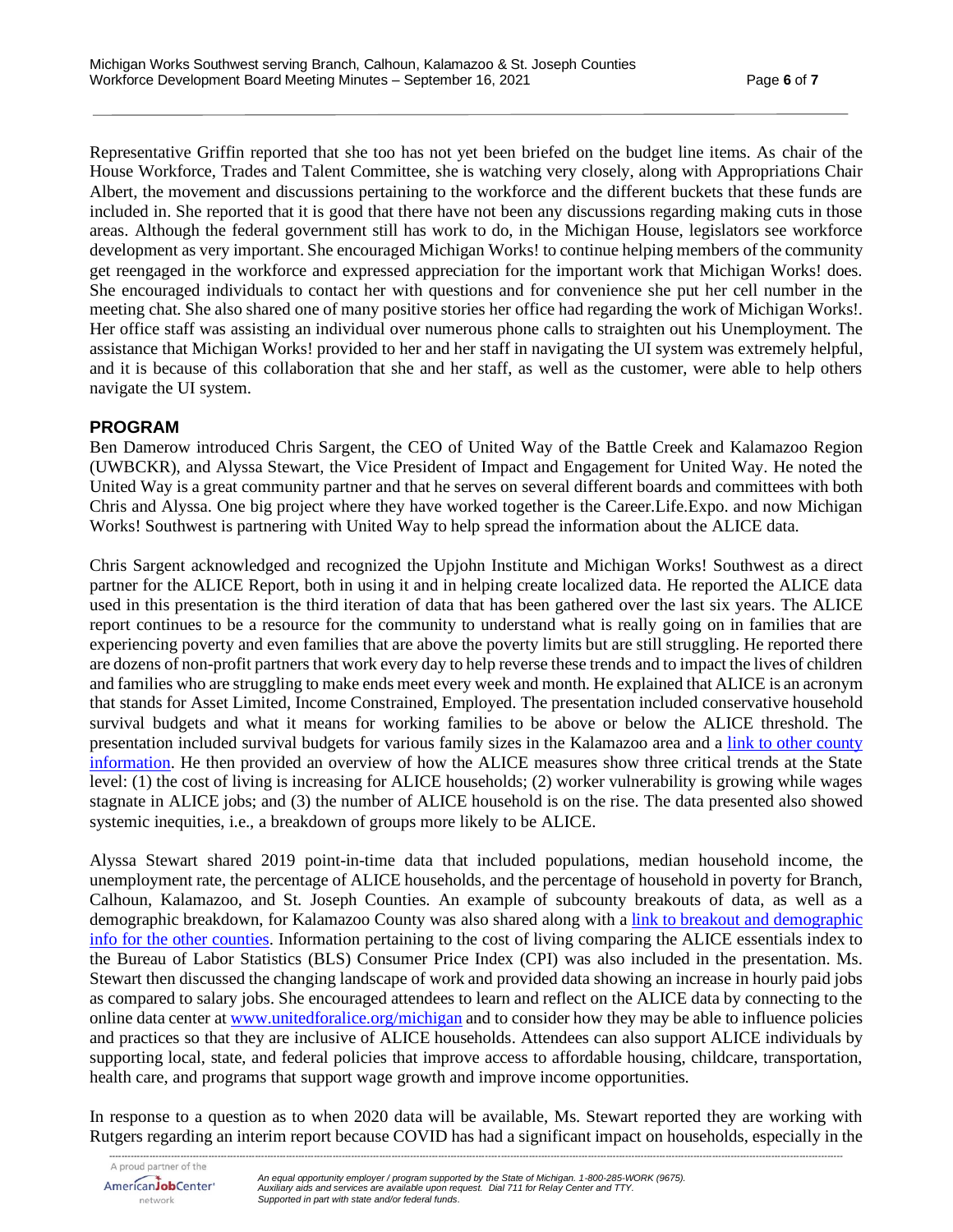Representative Griffin reported that she too has not yet been briefed on the budget line items. As chair of the House Workforce, Trades and Talent Committee, she is watching very closely, along with Appropriations Chair Albert, the movement and discussions pertaining to the workforce and the different buckets that these funds are included in. She reported that it is good that there have not been any discussions regarding making cuts in those areas. Although the federal government still has work to do, in the Michigan House, legislators see workforce development as very important. She encouraged Michigan Works! to continue helping members of the community get reengaged in the workforce and expressed appreciation for the important work that Michigan Works! does. She encouraged individuals to contact her with questions and for convenience she put her cell number in the meeting chat. She also shared one of many positive stories her office had regarding the work of Michigan Works!. Her office staff was assisting an individual over numerous phone calls to straighten out his Unemployment. The assistance that Michigan Works! provided to her and her staff in navigating the UI system was extremely helpful, and it is because of this collaboration that she and her staff, as well as the customer, were able to help others navigate the UI system.

## PROGRAM

Ben Damerow introduced Chris Sargent, the CEO of United Way of the Battle Creek and Kalamazoo Region (UWBCKR), and Alyssa Stewart, the Vice President of Impact and Engagement for United Way. He noted the United Way is a great community partner and that he serves on several different boards and committees with both Chris and Alyssa. One big project where they have worked together is the Career.Life.Expo. and now Michigan Works! Southwest is partnering with United Way to help spread the information about the ALICE data.

Chris Sargent acknowledged and recognized the Upjohn Institute and Michigan Works! Southwest as a direct partner for the ALICE Report, both in using it and in helping create localized data. He reported the ALICE data used in this presentation is the third iteration of data that has been gathered over the last six years. The ALICE report continues to be a resource for the community to understand what is really going on in families that are experiencing poverty and even families that are above the poverty limits but are still struggling. He reported there are dozens of non-profit partners that work every day to help reverse these trends and to impact the lives of children and families who are struggling to make ends meet every week and month. He explained that ALICE is an acronym that stands for Asset Limited, Income Constrained, Employed. The presentation included conservative household survival budgets and what it means for working families to be above or below the ALICE threshold. The presentation included survival budgets for various family sizes in the Kalamazoo area and a link to other county information. He then provided an overview of how the ALICE measures show three critical trends at the State level: (1) the cost of living is increasing for ALICE households; (2) worker vulnerability is growing while wages stagnate in ALICE jobs; and (3) the number of ALICE household is on the rise. The data presented also showed systemic inequities, i.e., a breakdown of groups more likely to be ALICE.

Alyssa Stewart shared 2019 point-in-time data that included populations, median household income, the unemployment rate, the percentage of ALICE households, and the percentage of household in poverty for Branch, Calhoun, Kalamazoo, and St. Joseph Counties. An example of subcounty breakouts of data, as well as a demographic breakdown, for Kalamazoo County was also shared along with a link to breakout and demographic info for the other counties. Information pertaining to the cost of living comparing the ALICE essentials index to the Bureau of Labor Statistics (BLS) Consumer Price Index (CPI) was also included in the presentation. Ms. Stewart then discussed the changing landscape of work and provided data showing an increase in hourly paid jobs as compared to salary jobs. She encouraged attendees to learn and reflect on the ALICE data by connecting to the online data center at www.unitedforalice.org/michigan and to consider how they may be able to influence policies and practices so that they are inclusive of ALICE households. Attendees can also support ALICE individuals by supporting local, state, and federal policies that improve access to affordable housing, childcare, transportation, health care, and programs that support wage growth and improve income opportunities.

In response to a question as to when 2020 data will be available, Ms. Stewart reported they are working with Rutgers regarding an interim report because COVID has had a significant impact on households, especially in the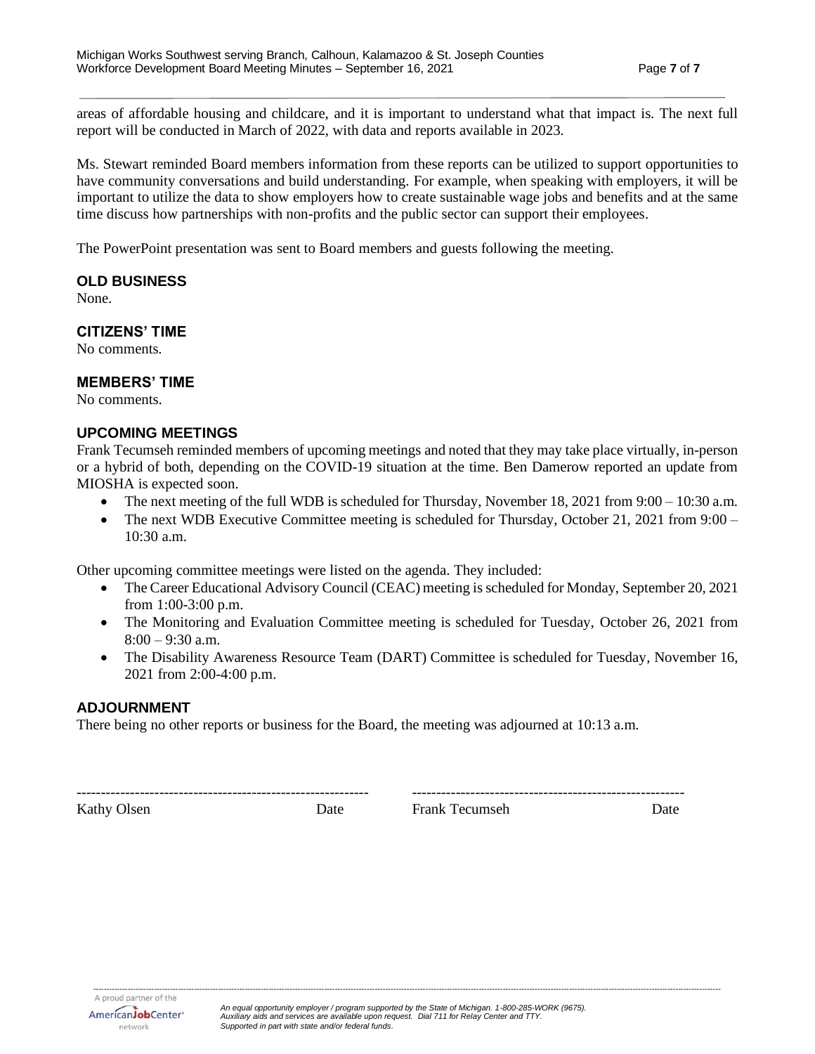areas of affordable housing and childcare, and it is important to understand what that impact is. The next full report will be conducted in March of 2022, with data and reports available in 2023.

Ms. Stewart reminded Board members information from these reports can be utilized to support opportunities to have community conversations and build understanding. For example, when speaking with employers, it will be important to utilize the data to show employers how to create sustainable wage jobs and benefits and at the same time discuss how partnerships with non-profits and the public sector can support their employees.

The PowerPoint presentation was sent to Board members and guests following the meeting.

## OLD BUSINESS

None.

## CITIZENS' TIME

No comments.

## MEMBERS' TIME

No comments.

## UPCOMING MEETINGS

Frank Tecumseh reminded members of upcoming meetings and noted that they may take place virtually, in-person or a hybrid of both, depending on the COVID-19 situation at the time. Ben Damerow reported an update from MIOSHA is expected soon.

- The next meeting of the full WDB is scheduled for Thursday, November 18, 2021 from 9:00 – 10:30 a.m.
- The next WDB Executive Committee meeting is scheduled for Thursday, October 21, 2021 from 9:00 – 10:30 a.m.

Other upcoming committee meetings were listed on the agenda. They included:

- The Career Educational Advisory Council (CEAC) meeting is scheduled for Monday, September 20, 2021 from 1:00-3:00 p.m.
- The Monitoring and Evaluation Committee meeting is scheduled for Tuesday, October 26, 2021 from 8:00 – 9:30 a.m.
- The Disability Awareness Resource Team (DART) Committee is scheduled for Tuesday, November 16, 2021 from 2:00-4:00 p.m.

## ADJOURNMENT

There being no other reports or business for the Board, the meeting was adjourned at 10:13 a.m.

------------------------------------------------------------ &nbsp;&nbsp;&nbsp;&nbsp; -------------------------------------------------------

Kathy Olsen &nbsp;&nbsp;&nbsp;&nbsp; Date &nbsp;&nbsp;&nbsp;&nbsp; Frank Tecumseh &nbsp;&nbsp;&nbsp;&nbsp; Date

A proud partner of the AmericanJobCenter network

*An equal opportunity employer / program supported by the State of Michigan. 1-800-285-WORK (9675). Auxiliary aids and services are available upon request. Dial 711 for Relay Center and TTY. Supported in part with state and/or federal funds.*